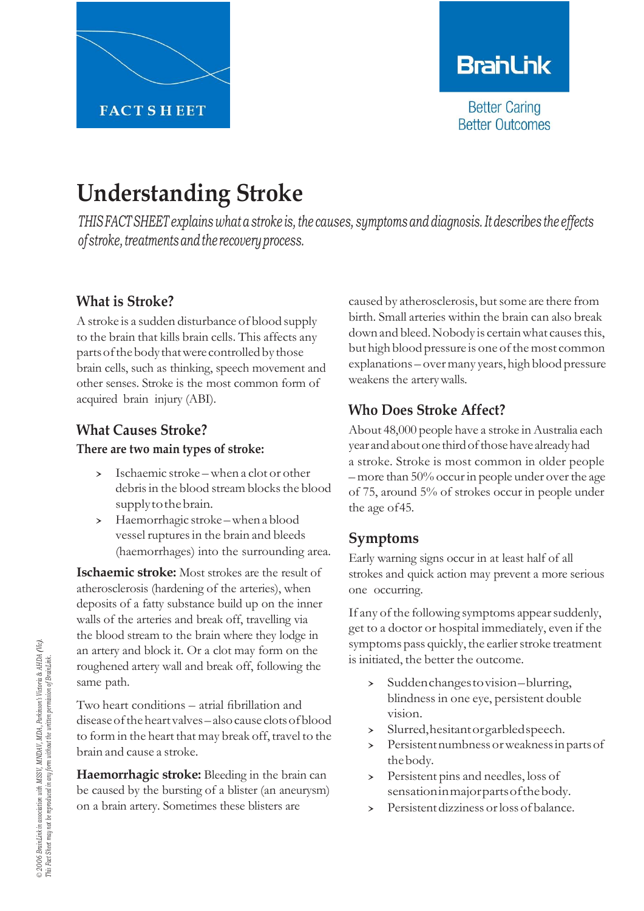FACT SHEET

BrainLink

Better Caring
Better Outcomes

# Understanding Stroke

*THIS FACT SHEET explains what a stroke is, the causes, symptoms and diagnosis. It describes the effects of stroke, treatments and the recovery process.*

## What is Stroke?

A stroke is a sudden disturbance of blood supply to the brain that kills brain cells. This affects any parts of the body that were controlled by those brain cells, such as thinking, speech movement and other senses. Stroke is the most common form of acquired brain injury (ABI).

## What Causes Stroke?

**There are two main types of stroke:**

- Ischaemic stroke – when a clot or other debris in the blood stream blocks the blood supply to the brain.
- Haemorrhagic stroke – when a blood vessel ruptures in the brain and bleeds (haemorrhages) into the surrounding area.

**Ischaemic stroke:** Most strokes are the result of atherosclerosis (hardening of the arteries), when deposits of a fatty substance build up on the inner walls of the arteries and break off, travelling via the blood stream to the brain where they lodge in an artery and block it. Or a clot may form on the roughened artery wall and break off, following the same path.

Two heart conditions – atrial fibrillation and disease of the heart valves – also cause clots of blood to form in the heart that may break off, travel to the brain and cause a stroke.

**Haemorrhagic stroke:** Bleeding in the brain can be caused by the bursting of a blister (an aneurysm) on a brain artery. Sometimes these blisters are caused by atherosclerosis, but some are there from birth. Small arteries within the brain can also break down and bleed. Nobody is certain what causes this, but high blood pressure is one of the most common explanations – over many years, high blood pressure weakens the artery walls.

## Who Does Stroke Affect?

About 48,000 people have a stroke in Australia each year and about one third of those have already had a stroke. Stroke is most common in older people – more than 50% occur in people under over the age of 75, around 5% of strokes occur in people under the age of45.

## Symptoms

Early warning signs occur in at least half of all strokes and quick action may prevent a more serious one occurring.

If any of the following symptoms appear suddenly, get to a doctor or hospital immediately, even if the symptoms pass quickly, the earlier stroke treatment is initiated, the better the outcome.

- Sudden changes to vision – blurring, blindness in one eye, persistent double vision.
- Slurred, hesitant or garbled speech.
- Persistent numbness or weakness in parts of the body.
- Persistent pins and needles, loss of sensation in major parts of the body.
- Persistent dizziness or loss of balance.

*© 2006 BrainLink in association with MSSV, MNDAV, MDA, Parkinson's Victoria & AHDA (Vic). This Fact Sheet may not be reproduced in any form without the written permission of BrainLink.*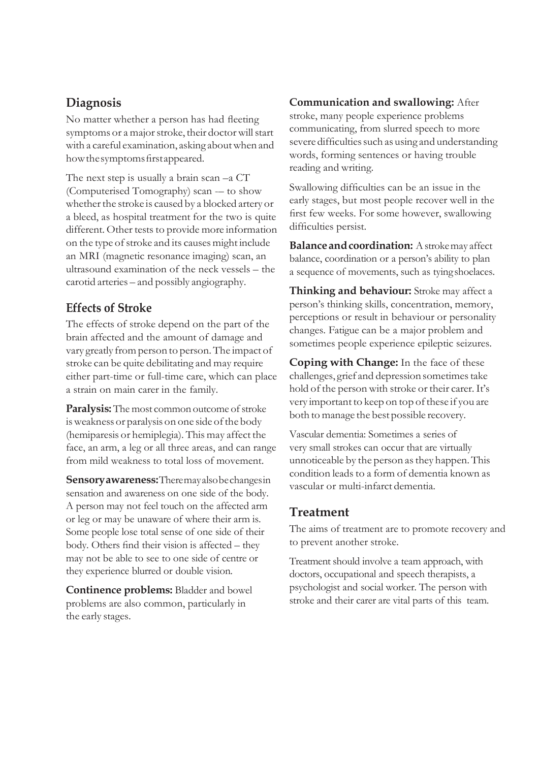## Diagnosis

No matter whether a person has had fleeting symptoms or a major stroke, their doctor will start with a careful examination, asking about when and how the symptoms first appeared.

The next step is usually a brain scan –a CT (Computerised Tomography) scan -– to show whether the stroke is caused by a blocked artery or a bleed, as hospital treatment for the two is quite different. Other tests to provide more information on the type of stroke and its causes might include an MRI (magnetic resonance imaging) scan, an ultrasound examination of the neck vessels – the carotid arteries – and possibly angiography.

## Effects of Stroke

The effects of stroke depend on the part of the brain affected and the amount of damage and vary greatly from person to person. The impact of stroke can be quite debilitating and may require either part-time or full-time care, which can place a strain on main carer in the family.

**Paralysis:** The most common outcome of stroke is weakness or paralysis on one side of the body (hemiparesis or hemiplegia). This may affect the face, an arm, a leg or all three areas, and can range from mild weakness to total loss of movement.

**Sensory awareness:** There may also be changes in sensation and awareness on one side of the body. A person may not feel touch on the affected arm or leg or may be unaware of where their arm is. Some people lose total sense of one side of their body. Others find their vision is affected – they may not be able to see to one side of centre or they experience blurred or double vision.

**Continence problems:** Bladder and bowel problems are also common, particularly in the early stages.

**Communication and swallowing:** After stroke, many people experience problems communicating, from slurred speech to more severe difficulties such as using and understanding words, forming sentences or having trouble reading and writing.

Swallowing difficulties can be an issue in the early stages, but most people recover well in the first few weeks. For some however, swallowing difficulties persist.

**Balance and coordination:** A stroke may affect balance, coordination or a person's ability to plan a sequence of movements, such as tying shoelaces.

**Thinking and behaviour:** Stroke may affect a person's thinking skills, concentration, memory, perceptions or result in behaviour or personality changes. Fatigue can be a major problem and sometimes people experience epileptic seizures.

**Coping with Change:** In the face of these challenges, grief and depression sometimes take hold of the person with stroke or their carer. It's very important to keep on top of these if you are both to manage the best possible recovery.

Vascular dementia: Sometimes a series of very small strokes can occur that are virtually unnoticeable by the person as they happen. This condition leads to a form of dementia known as vascular or multi-infarct dementia.

## Treatment

The aims of treatment are to promote recovery and to prevent another stroke.

Treatment should involve a team approach, with doctors, occupational and speech therapists, a psychologist and social worker. The person with stroke and their carer are vital parts of this team.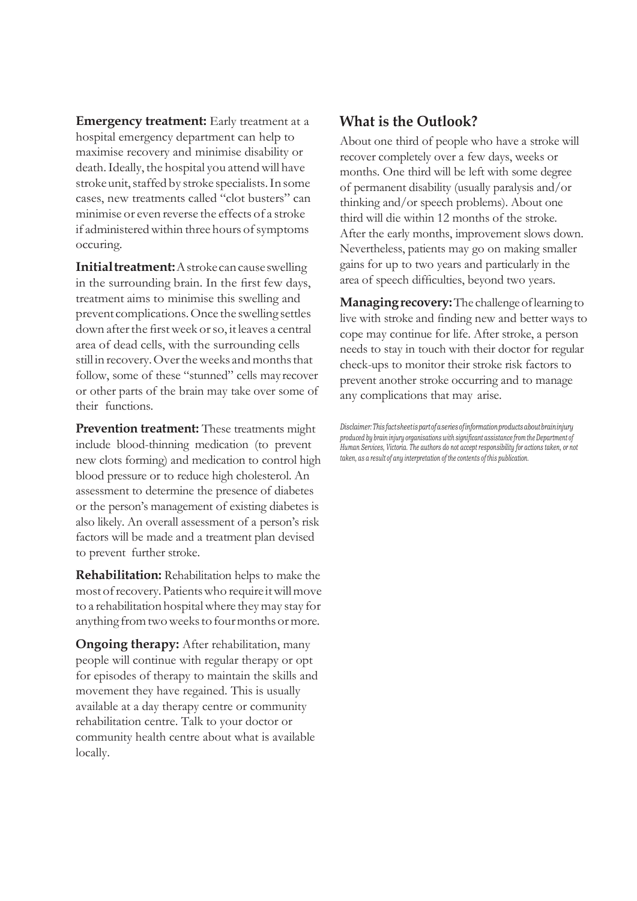**Emergency treatment:** Early treatment at a hospital emergency department can help to maximise recovery and minimise disability or death. Ideally, the hospital you attend will have stroke unit, staffed by stroke specialists. In some cases, new treatments called "clot busters" can minimise or even reverse the effects of a stroke if administered within three hours of symptoms occuring.

**Initial treatment:** A stroke can cause swelling in the surrounding brain. In the first few days, treatment aims to minimise this swelling and prevent complications. Once the swelling settles down after the first week or so, it leaves a central area of dead cells, with the surrounding cells still in recovery. Over the weeks and months that follow, some of these "stunned" cells may recover or other parts of the brain may take over some of their functions.

**Prevention treatment:** These treatments might include blood-thinning medication (to prevent new clots forming) and medication to control high blood pressure or to reduce high cholesterol. An assessment to determine the presence of diabetes or the person's management of existing diabetes is also likely. An overall assessment of a person's risk factors will be made and a treatment plan devised to prevent further stroke.

**Rehabilitation:** Rehabilitation helps to make the most of recovery. Patients who require it will move to a rehabilitation hospital where they may stay for anything from two weeks to four months or more.

**Ongoing therapy:** After rehabilitation, many people will continue with regular therapy or opt for episodes of therapy to maintain the skills and movement they have regained. This is usually available at a day therapy centre or community rehabilitation centre. Talk to your doctor or community health centre about what is available locally.

## What is the Outlook?

About one third of people who have a stroke will recover completely over a few days, weeks or months. One third will be left with some degree of permanent disability (usually paralysis and/or thinking and/or speech problems). About one third will die within 12 months of the stroke. After the early months, improvement slows down. Nevertheless, patients may go on making smaller gains for up to two years and particularly in the area of speech difficulties, beyond two years.

**Managing recovery:** The challenge of learning to live with stroke and finding new and better ways to cope may continue for life. After stroke, a person needs to stay in touch with their doctor for regular check-ups to monitor their stroke risk factors to prevent another stroke occurring and to manage any complications that may arise.

*Disclaimer: This fact sheet is part of a series of information products about brain injury produced by brain injury organisations with significant assistance from the Department of Human Services, Victoria. The authors do not accept responsibility for actions taken, or not taken, as a result of any interpretation of the contents of this publication.*